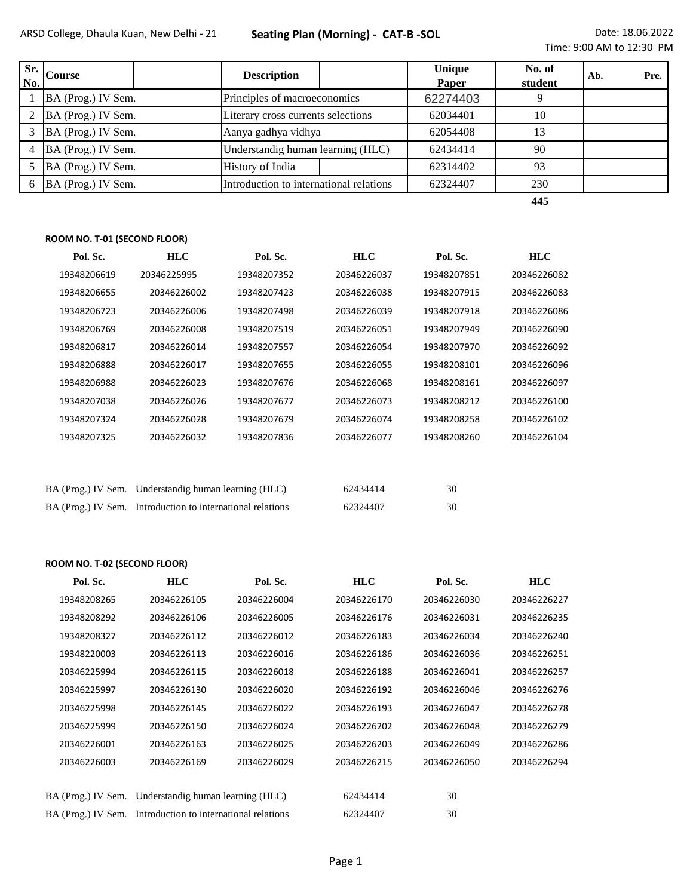ARSD College, Dhaula Kuan, New Delhi - 21

**Seating Plan (Morning) - CAT-B -SOL**

Date: 18.06.2022
Time: 9:00 AM to 12:30 PM

| Sr. No. | Course | | Description | | Unique Paper | No. of student | Ab. | Pre. |
|---|---|---|---|---|---|---|---|---|
| 1 | BA (Prog.) IV Sem. | | Principles of macroeconomics | | 62274403 | 9 | | |
| 2 | BA (Prog.) IV Sem. | | Literary cross currents selections | | 62034401 | 10 | | |
| 3 | BA (Prog.) IV Sem. | | Aanya gadhya vidhya | | 62054408 | 13 | | |
| 4 | BA (Prog.) IV Sem. | | Understandig human learning (HLC) | | 62434414 | 90 | | |
| 5 | BA (Prog.) IV Sem. | | History of India | | 62314402 | 93 | | |
| 6 | BA (Prog.) IV Sem. | | Introduction to international relations | | 62324407 | 230 | | |
| | | | | | | **445** | | |

**ROOM NO. T-01 (SECOND FLOOR)**

| Pol. Sc. | HLC | Pol. Sc. | HLC | Pol. Sc. | HLC |
|---|---|---|---|---|---|
| 19348206619 | 20346225995 | 19348207352 | 20346226037 | 19348207851 | 20346226082 |
| 19348206655 | 20346226002 | 19348207423 | 20346226038 | 19348207915 | 20346226083 |
| 19348206723 | 20346226006 | 19348207498 | 20346226039 | 19348207918 | 20346226086 |
| 19348206769 | 20346226008 | 19348207519 | 20346226051 | 19348207949 | 20346226090 |
| 19348206817 | 20346226014 | 19348207557 | 20346226054 | 19348207970 | 20346226092 |
| 19348206888 | 20346226017 | 19348207655 | 20346226055 | 19348208101 | 20346226096 |
| 19348206988 | 20346226023 | 19348207676 | 20346226068 | 19348208161 | 20346226097 |
| 19348207038 | 20346226026 | 19348207677 | 20346226073 | 19348208212 | 20346226100 |
| 19348207324 | 20346226028 | 19348207679 | 20346226074 | 19348208258 | 20346226102 |
| 19348207325 | 20346226032 | 19348207836 | 20346226077 | 19348208260 | 20346226104 |

| | | | |
|---|---|---|---|
| BA (Prog.) IV Sem. | Understandig human learning (HLC) | 62434414 | 30 |
| BA (Prog.) IV Sem. | Introduction to international relations | 62324407 | 30 |

**ROOM NO. T-02 (SECOND FLOOR)**

| Pol. Sc. | HLC | Pol. Sc. | HLC | Pol. Sc. | HLC |
|---|---|---|---|---|---|
| 19348208265 | 20346226105 | 20346226004 | 20346226170 | 20346226030 | 20346226227 |
| 19348208292 | 20346226106 | 20346226005 | 20346226176 | 20346226031 | 20346226235 |
| 19348208327 | 20346226112 | 20346226012 | 20346226183 | 20346226034 | 20346226240 |
| 19348220003 | 20346226113 | 20346226016 | 20346226186 | 20346226036 | 20346226251 |
| 20346225994 | 20346226115 | 20346226018 | 20346226188 | 20346226041 | 20346226257 |
| 20346225997 | 20346226130 | 20346226020 | 20346226192 | 20346226046 | 20346226276 |
| 20346225998 | 20346226145 | 20346226022 | 20346226193 | 20346226047 | 20346226278 |
| 20346225999 | 20346226150 | 20346226024 | 20346226202 | 20346226048 | 20346226279 |
| 20346226001 | 20346226163 | 20346226025 | 20346226203 | 20346226049 | 20346226286 |
| 20346226003 | 20346226169 | 20346226029 | 20346226215 | 20346226050 | 20346226294 |

| | | | |
|---|---|---|---|
| BA (Prog.) IV Sem. | Understandig human learning (HLC) | 62434414 | 30 |
| BA (Prog.) IV Sem. | Introduction to international relations | 62324407 | 30 |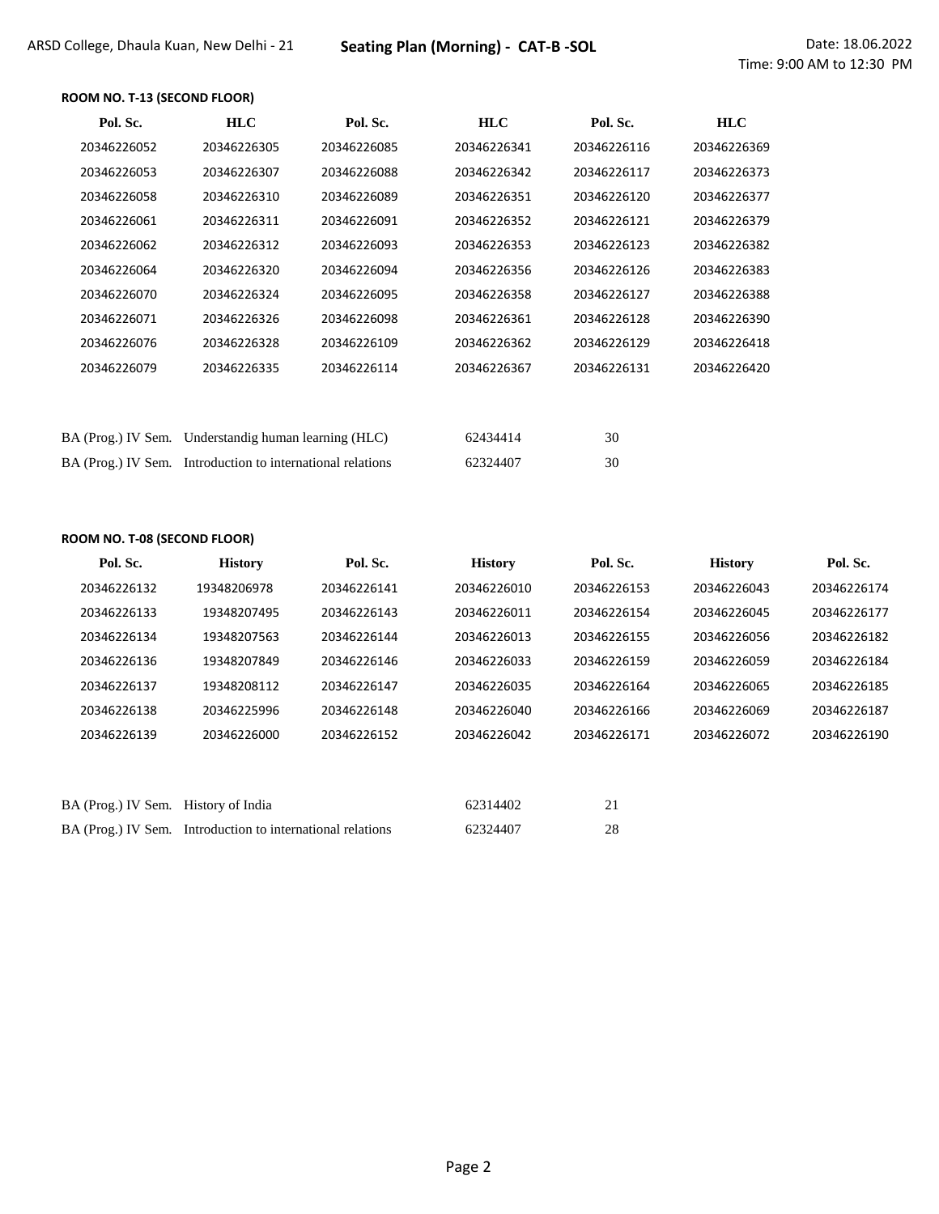ARSD College, Dhaula Kuan, New Delhi - 21 **Seating Plan (Morning) - CAT-B -SOL** Date: 18.06.2022

Time: 9:00 AM to 12:30 PM

**ROOM NO. T-13 (SECOND FLOOR)**

| Pol. Sc. | HLC | Pol. Sc. | HLC | Pol. Sc. | HLC |
|---|---|---|---|---|---|
| 20346226052 | 20346226305 | 20346226085 | 20346226341 | 20346226116 | 20346226369 |
| 20346226053 | 20346226307 | 20346226088 | 20346226342 | 20346226117 | 20346226373 |
| 20346226058 | 20346226310 | 20346226089 | 20346226351 | 20346226120 | 20346226377 |
| 20346226061 | 20346226311 | 20346226091 | 20346226352 | 20346226121 | 20346226379 |
| 20346226062 | 20346226312 | 20346226093 | 20346226353 | 20346226123 | 20346226382 |
| 20346226064 | 20346226320 | 20346226094 | 20346226356 | 20346226126 | 20346226383 |
| 20346226070 | 20346226324 | 20346226095 | 20346226358 | 20346226127 | 20346226388 |
| 20346226071 | 20346226326 | 20346226098 | 20346226361 | 20346226128 | 20346226390 |
| 20346226076 | 20346226328 | 20346226109 | 20346226362 | 20346226129 | 20346226418 |
| 20346226079 | 20346226335 | 20346226114 | 20346226367 | 20346226131 | 20346226420 |

| | | | |
|---|---|---|---|
| BA (Prog.) IV Sem. | Understandig human learning (HLC) | 62434414 | 30 |
| BA (Prog.) IV Sem. | Introduction to international relations | 62324407 | 30 |

**ROOM NO. T-08 (SECOND FLOOR)**

| Pol. Sc. | History | Pol. Sc. | History | Pol. Sc. | History | Pol. Sc. |
|---|---|---|---|---|---|---|
| 20346226132 | 19348206978 | 20346226141 | 20346226010 | 20346226153 | 20346226043 | 20346226174 |
| 20346226133 | 19348207495 | 20346226143 | 20346226011 | 20346226154 | 20346226045 | 20346226177 |
| 20346226134 | 19348207563 | 20346226144 | 20346226013 | 20346226155 | 20346226056 | 20346226182 |
| 20346226136 | 19348207849 | 20346226146 | 20346226033 | 20346226159 | 20346226059 | 20346226184 |
| 20346226137 | 19348208112 | 20346226147 | 20346226035 | 20346226164 | 20346226065 | 20346226185 |
| 20346226138 | 20346225996 | 20346226148 | 20346226040 | 20346226166 | 20346226069 | 20346226187 |
| 20346226139 | 20346226000 | 20346226152 | 20346226042 | 20346226171 | 20346226072 | 20346226190 |

| | | | |
|---|---|---|---|
| BA (Prog.) IV Sem. | History of India | 62314402 | 21 |
| BA (Prog.) IV Sem. | Introduction to international relations | 62324407 | 28 |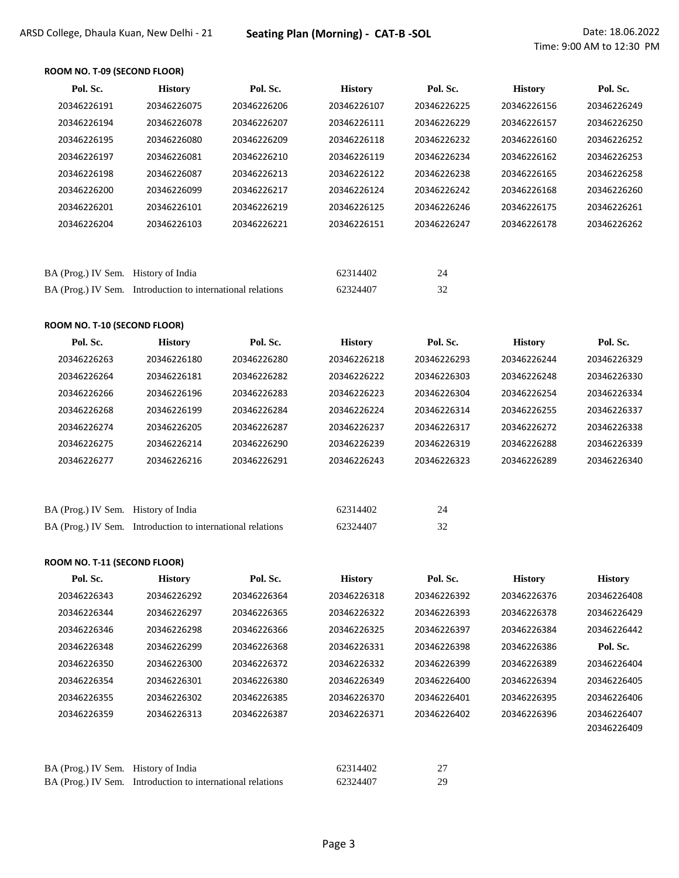ARSD College, Dhaula Kuan, New Delhi - 21 **Seating Plan (Morning) - CAT-B -SOL** Date: 18.06.2022
Time: 9:00 AM to 12:30 PM

### ROOM NO. T-09 (SECOND FLOOR)

| Pol. Sc. | History | Pol. Sc. | History | Pol. Sc. | History | Pol. Sc. |
|---|---|---|---|---|---|---|
| 20346226191 | 20346226075 | 20346226206 | 20346226107 | 20346226225 | 20346226156 | 20346226249 |
| 20346226194 | 20346226078 | 20346226207 | 20346226111 | 20346226229 | 20346226157 | 20346226250 |
| 20346226195 | 20346226080 | 20346226209 | 20346226118 | 20346226232 | 20346226160 | 20346226252 |
| 20346226197 | 20346226081 | 20346226210 | 20346226119 | 20346226234 | 20346226162 | 20346226253 |
| 20346226198 | 20346226087 | 20346226213 | 20346226122 | 20346226238 | 20346226165 | 20346226258 |
| 20346226200 | 20346226099 | 20346226217 | 20346226124 | 20346226242 | 20346226168 | 20346226260 |
| 20346226201 | 20346226101 | 20346226219 | 20346226125 | 20346226246 | 20346226175 | 20346226261 |
| 20346226204 | 20346226103 | 20346226221 | 20346226151 | 20346226247 | 20346226178 | 20346226262 |

| | | | |
|---|---|---|---|
| BA (Prog.) IV Sem. | History of India | 62314402 | 24 |
| BA (Prog.) IV Sem. | Introduction to international relations | 62324407 | 32 |

### ROOM NO. T-10 (SECOND FLOOR)

| Pol. Sc. | History | Pol. Sc. | History | Pol. Sc. | History | Pol. Sc. |
|---|---|---|---|---|---|---|
| 20346226263 | 20346226180 | 20346226280 | 20346226218 | 20346226293 | 20346226244 | 20346226329 |
| 20346226264 | 20346226181 | 20346226282 | 20346226222 | 20346226303 | 20346226248 | 20346226330 |
| 20346226266 | 20346226196 | 20346226283 | 20346226223 | 20346226304 | 20346226254 | 20346226334 |
| 20346226268 | 20346226199 | 20346226284 | 20346226224 | 20346226314 | 20346226255 | 20346226337 |
| 20346226274 | 20346226205 | 20346226287 | 20346226237 | 20346226317 | 20346226272 | 20346226338 |
| 20346226275 | 20346226214 | 20346226290 | 20346226239 | 20346226319 | 20346226288 | 20346226339 |
| 20346226277 | 20346226216 | 20346226291 | 20346226243 | 20346226323 | 20346226289 | 20346226340 |

| | | | |
|---|---|---|---|
| BA (Prog.) IV Sem. | History of India | 62314402 | 24 |
| BA (Prog.) IV Sem. | Introduction to international relations | 62324407 | 32 |

### ROOM NO. T-11 (SECOND FLOOR)

| Pol. Sc. | History | Pol. Sc. | History | Pol. Sc. | History | History |
|---|---|---|---|---|---|---|
| 20346226343 | 20346226292 | 20346226364 | 20346226318 | 20346226392 | 20346226376 | 20346226408 |
| 20346226344 | 20346226297 | 20346226365 | 20346226322 | 20346226393 | 20346226378 | 20346226429 |
| 20346226346 | 20346226298 | 20346226366 | 20346226325 | 20346226397 | 20346226384 | 20346226442 |
| 20346226348 | 20346226299 | 20346226368 | 20346226331 | 20346226398 | 20346226386 | **Pol. Sc.** |
| 20346226350 | 20346226300 | 20346226372 | 20346226332 | 20346226399 | 20346226389 | 20346226404 |
| 20346226354 | 20346226301 | 20346226380 | 20346226349 | 20346226400 | 20346226394 | 20346226405 |
| 20346226355 | 20346226302 | 20346226385 | 20346226370 | 20346226401 | 20346226395 | 20346226406 |
| 20346226359 | 20346226313 | 20346226387 | 20346226371 | 20346226402 | 20346226396 | 20346226407 |
| | | | | | | 20346226409 |

| | | | |
|---|---|---|---|
| BA (Prog.) IV Sem. | History of India | 62314402 | 27 |
| BA (Prog.) IV Sem. | Introduction to international relations | 62324407 | 29 |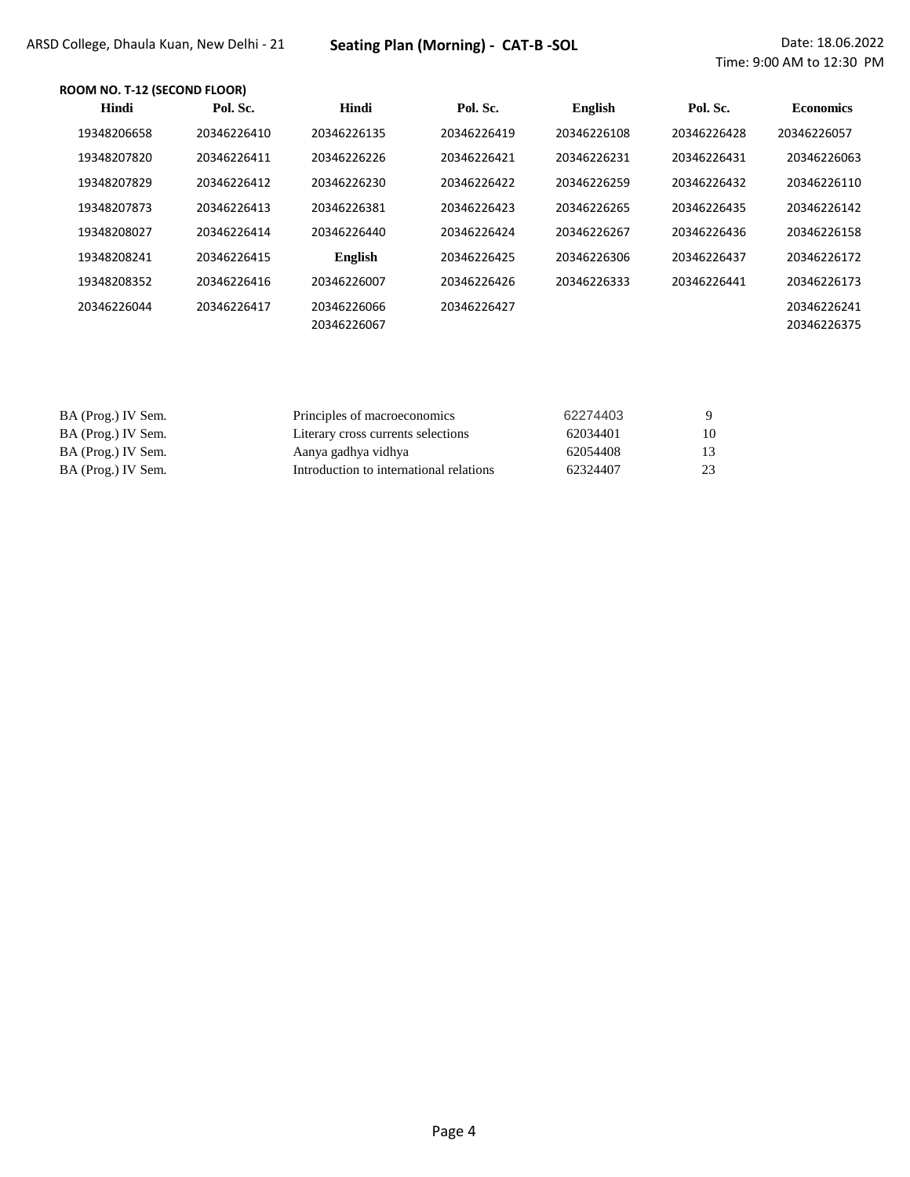ARSD College, Dhaula Kuan, New Delhi - 21 **Seating Plan (Morning) - CAT-B -SOL** Date: 18.06.2022

Time: 9:00 AM to 12:30 PM

**ROOM NO. T-12 (SECOND FLOOR)**

| Hindi | Pol. Sc. | Hindi | Pol. Sc. | English | Pol. Sc. | Economics |
|---|---|---|---|---|---|---|
| 19348206658 | 20346226410 | 20346226135 | 20346226419 | 20346226108 | 20346226428 | 20346226057 |
| 19348207820 | 20346226411 | 20346226226 | 20346226421 | 20346226231 | 20346226431 | 20346226063 |
| 19348207829 | 20346226412 | 20346226230 | 20346226422 | 20346226259 | 20346226432 | 20346226110 |
| 19348207873 | 20346226413 | 20346226381 | 20346226423 | 20346226265 | 20346226435 | 20346226142 |
| 19348208027 | 20346226414 | 20346226440 | 20346226424 | 20346226267 | 20346226436 | 20346226158 |
| 19348208241 | 20346226415 | **English** | 20346226425 | 20346226306 | 20346226437 | 20346226172 |
| 19348208352 | 20346226416 | 20346226007 | 20346226426 | 20346226333 | 20346226441 | 20346226173 |
| 20346226044 | 20346226417 | 20346226066 | 20346226427 | | | 20346226241 |
| | | 20346226067 | | | | 20346226375 |

| | | | |
|---|---|---|---|
| BA (Prog.) IV Sem. | Principles of macroeconomics | 62274403 | 9 |
| BA (Prog.) IV Sem. | Literary cross currents selections | 62034401 | 10 |
| BA (Prog.) IV Sem. | Aanya gadhya vidhya | 62054408 | 13 |
| BA (Prog.) IV Sem. | Introduction to international relations | 62324407 | 23 |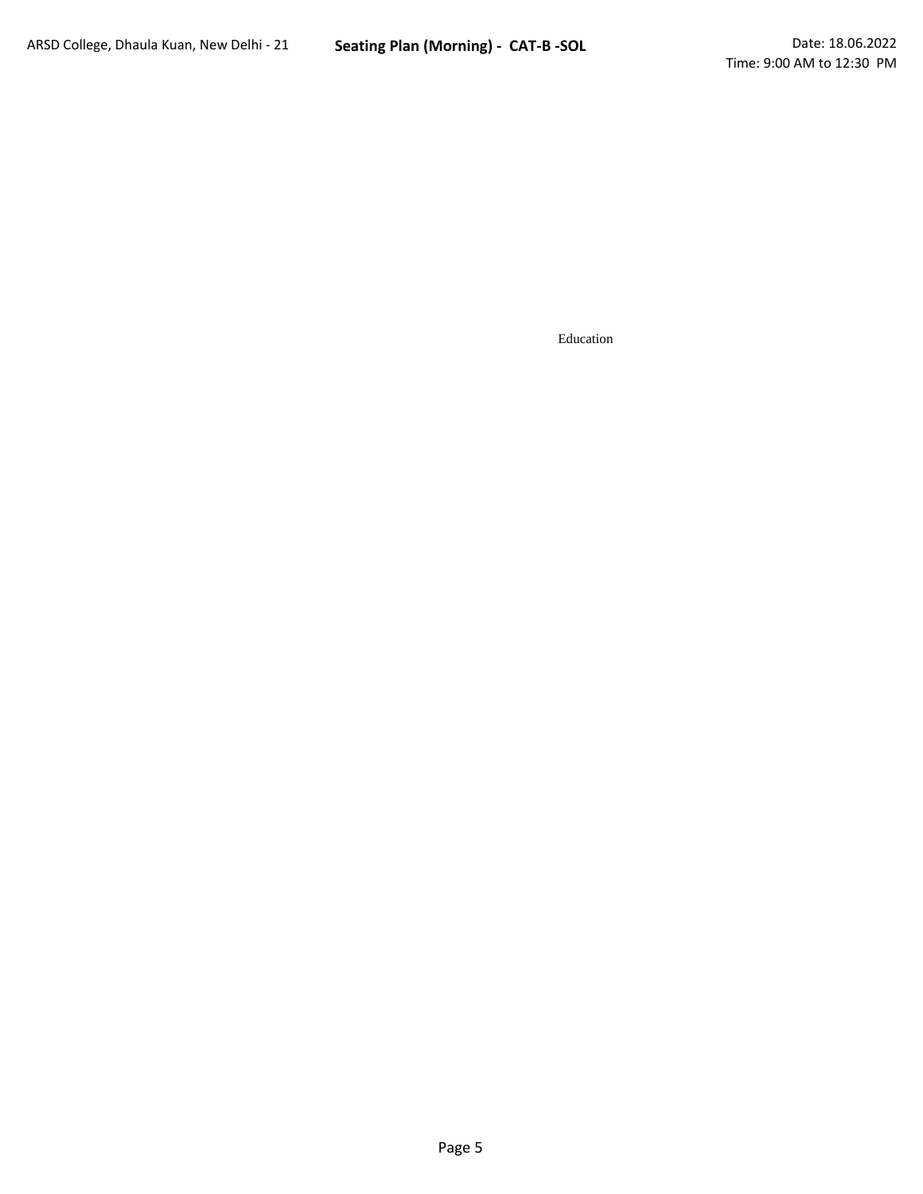Education